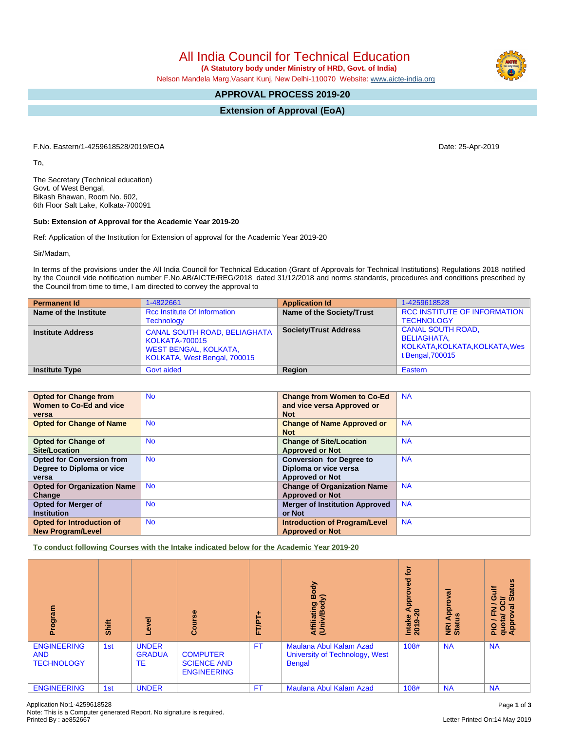# All India Council for Technical Education

**(A Statutory body under Ministry of HRD, Govt. of India)**

Nelson Mandela Marg,Vasant Kunj, New Delhi-110070 Website: www.aicte-india.org

## APPROVAL PROCESS 2019-20

## Extension of Approval (EoA)

F.No. Eastern/1-4259618528/2019/EOA

Date: 25-Apr-2019

To,

The Secretary (Technical education)
Govt. of West Bengal,
Bikash Bhawan, Room No. 602,
6th Floor Salt Lake, Kolkata-700091

**Sub: Extension of Approval for the Academic Year 2019-20**

Ref: Application of the Institution for Extension of approval for the Academic Year 2019-20

Sir/Madam,

In terms of the provisions under the All India Council for Technical Education (Grant of Approvals for Technical Institutions) Regulations 2018 notified by the Council vide notification number F.No.AB/AICTE/REG/2018 dated 31/12/2018 and norms standards, procedures and conditions prescribed by the Council from time to time, I am directed to convey the approval to

| **Permanent Id** | 1-4822661 | **Application Id** | 1-4259618528 |
|---|---|---|---|
| **Name of the Institute** | Rcc Institute Of Information Technology | **Name of the Society/Trust** | RCC INSTITUTE OF INFORMATION TECHNOLOGY |
| **Institute Address** | CANAL SOUTH ROAD, BELIAGHATA KOLKATA-700015 WEST BENGAL, KOLKATA, KOLKATA, West Bengal, 700015 | **Society/Trust Address** | CANAL SOUTH ROAD, BELIAGHATA, KOLKATA,KOLKATA,KOLKATA,West Bengal,700015 |
| **Institute Type** | Govt aided | **Region** | Eastern |

| **Opted for Change from Women to Co-Ed and vice versa** | No | **Change from Women to Co-Ed and vice versa Approved or Not** | NA |
|---|---|---|---|
| **Opted for Change of Name** | No | **Change of Name Approved or Not** | NA |
| **Opted for Change of Site/Location** | No | **Change of Site/Location Approved or Not** | NA |
| **Opted for Conversion from Degree to Diploma or vice versa** | No | **Conversion for Degree to Diploma or vice versa Approved or Not** | NA |
| **Opted for Organization Name Change** | No | **Change of Organization Name Approved or Not** | NA |
| **Opted for Merger of Institution** | No | **Merger of Institution Approved or Not** | NA |
| **Opted for Introduction of New Program/Level** | No | **Introduction of Program/Level Approved or Not** | NA |

**To conduct following Courses with the Intake indicated below for the Academic Year 2019-20**

| Program | Shift | Level | Course | FT/PT+ | Affiliating Body (Univ/Body) | Intake Approved for 2019-20 | NRI Approval Status | PIO / FN / Gulf quota/ OCI/ Approval Status |
|---|---|---|---|---|---|---|---|---|
| ENGINEERING AND TECHNOLOGY | 1st | UNDER GRADUATE | COMPUTER SCIENCE AND ENGINEERING | FT | Maulana Abul Kalam Azad University of Technology, West Bengal | 108# | NA | NA |
| ENGINEERING | 1st | UNDER | | FT | Maulana Abul Kalam Azad | 108# | NA | NA |

Application No:1-4259618528
Note: This is a Computer generated Report. No signature is required.
Printed By : ae852667

Letter Printed On:14 May 2019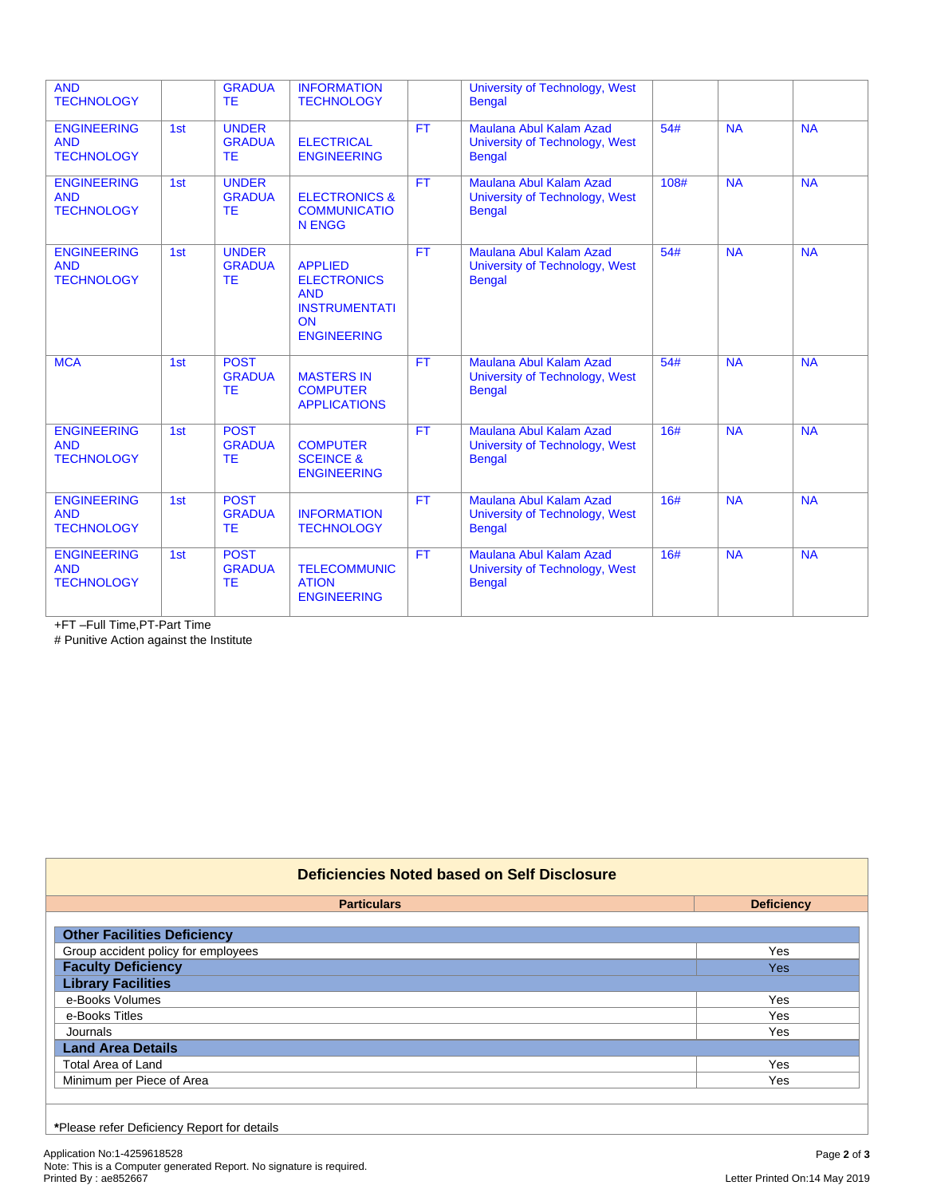| | | | | | | | | |
|---|---|---|---|---|---|---|---|---|
| AND TECHNOLOGY | | GRADUATE | INFORMATION TECHNOLOGY | | University of Technology, West Bengal | | | |
| ENGINEERING AND TECHNOLOGY | 1st | UNDER GRADUATE | ELECTRICAL ENGINEERING | FT | Maulana Abul Kalam Azad University of Technology, West Bengal | 54# | NA | NA |
| ENGINEERING AND TECHNOLOGY | 1st | UNDER GRADUATE | ELECTRONICS & COMMUNICATION ENGG | FT | Maulana Abul Kalam Azad University of Technology, West Bengal | 108# | NA | NA |
| ENGINEERING AND TECHNOLOGY | 1st | UNDER GRADUATE | APPLIED ELECTRONICS AND INSTRUMENTATION ENGINEERING | FT | Maulana Abul Kalam Azad University of Technology, West Bengal | 54# | NA | NA |
| MCA | 1st | POST GRADUATE | MASTERS IN COMPUTER APPLICATIONS | FT | Maulana Abul Kalam Azad University of Technology, West Bengal | 54# | NA | NA |
| ENGINEERING AND TECHNOLOGY | 1st | POST GRADUATE | COMPUTER SCEINCE & ENGINEERING | FT | Maulana Abul Kalam Azad University of Technology, West Bengal | 16# | NA | NA |
| ENGINEERING AND TECHNOLOGY | 1st | POST GRADUATE | INFORMATION TECHNOLOGY | FT | Maulana Abul Kalam Azad University of Technology, West Bengal | 16# | NA | NA |
| ENGINEERING AND TECHNOLOGY | 1st | POST GRADUATE | TELECOMMUNICATION ENGINEERING | FT | Maulana Abul Kalam Azad University of Technology, West Bengal | 16# | NA | NA |

+FT –Full Time,PT-Part Time

# Punitive Action against the Institute

## Deficiencies Noted based on Self Disclosure

| Particulars | Deficiency |
|---|---|
| **Other Facilities Deficiency** | |
| Group accident policy for employees | Yes |
| **Faculty Deficiency** | Yes |
| **Library Facilities** | |
| e-Books Volumes | Yes |
| e-Books Titles | Yes |
| Journals | Yes |
| **Land Area Details** | |
| Total Area of Land | Yes |
| Minimum per Piece of Area | Yes |

***Please refer Deficiency Report for details**

Application No:1-4259618528

Note: This is a Computer generated Report. No signature is required.

Printed By : ae852667

Letter Printed On:14 May 2019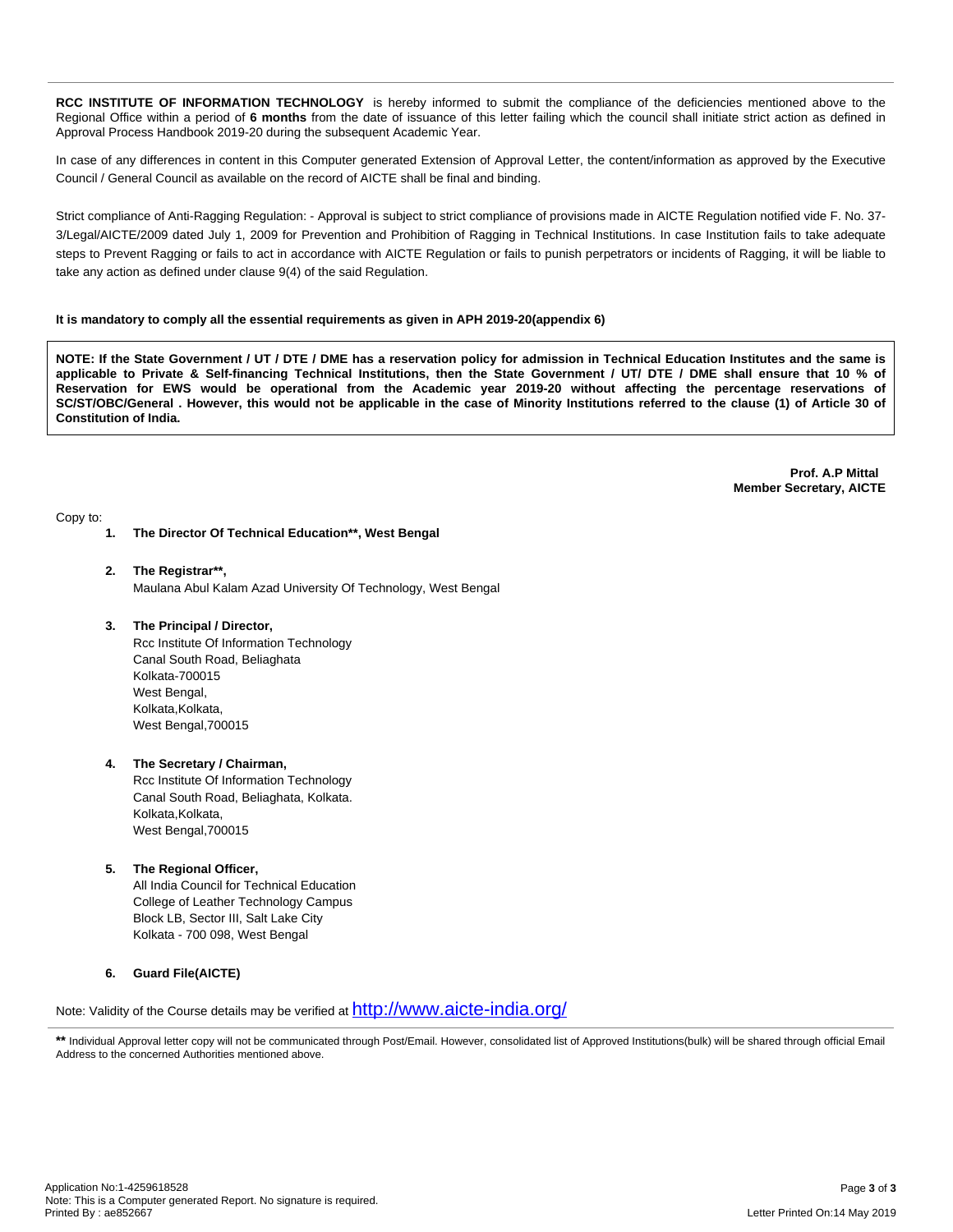**RCC INSTITUTE OF INFORMATION TECHNOLOGY** is hereby informed to submit the compliance of the deficiencies mentioned above to the Regional Office within a period of **6 months** from the date of issuance of this letter failing which the council shall initiate strict action as defined in Approval Process Handbook 2019-20 during the subsequent Academic Year.

In case of any differences in content in this Computer generated Extension of Approval Letter, the content/information as approved by the Executive Council / General Council as available on the record of AICTE shall be final and binding.

Strict compliance of Anti-Ragging Regulation: - Approval is subject to strict compliance of provisions made in AICTE Regulation notified vide F. No. 37-3/Legal/AICTE/2009 dated July 1, 2009 for Prevention and Prohibition of Ragging in Technical Institutions. In case Institution fails to take adequate steps to Prevent Ragging or fails to act in accordance with AICTE Regulation or fails to punish perpetrators or incidents of Ragging, it will be liable to take any action as defined under clause 9(4) of the said Regulation.

**It is mandatory to comply all the essential requirements as given in APH 2019-20(appendix 6)**

**NOTE: If the State Government / UT / DTE / DME has a reservation policy for admission in Technical Education Institutes and the same is applicable to Private & Self-financing Technical Institutions, then the State Government / UT/ DTE / DME shall ensure that 10 % of Reservation for EWS would be operational from the Academic year 2019-20 without affecting the percentage reservations of SC/ST/OBC/General . However, this would not be applicable in the case of Minority Institutions referred to the clause (1) of Article 30 of Constitution of India.**

**Prof. A.P Mittal**
**Member Secretary, AICTE**

Copy to:

1. **The Director Of Technical Education\*\*, West Bengal**

2. **The Registrar\*\*,**
   Maulana Abul Kalam Azad University Of Technology, West Bengal

3. **The Principal / Director,**
   Rcc Institute Of Information Technology
   Canal South Road, Beliaghata
   Kolkata-700015
   West Bengal,
   Kolkata,Kolkata,
   West Bengal,700015

4. **The Secretary / Chairman,**
   Rcc Institute Of Information Technology
   Canal South Road, Beliaghata, Kolkata.
   Kolkata,Kolkata,
   West Bengal,700015

5. **The Regional Officer,**
   All India Council for Technical Education
   College of Leather Technology Campus
   Block LB, Sector III, Salt Lake City
   Kolkata - 700 098, West Bengal

6. **Guard File(AICTE)**

Note: Validity of the Course details may be verified at http://www.aicte-india.org/

**\*\*** Individual Approval letter copy will not be communicated through Post/Email. However, consolidated list of Approved Institutions(bulk) will be shared through official Email Address to the concerned Authorities mentioned above.

Application No:1-4259618528
Note: This is a Computer generated Report. No signature is required.
Printed By : ae852667

Letter Printed On:14 May 2019